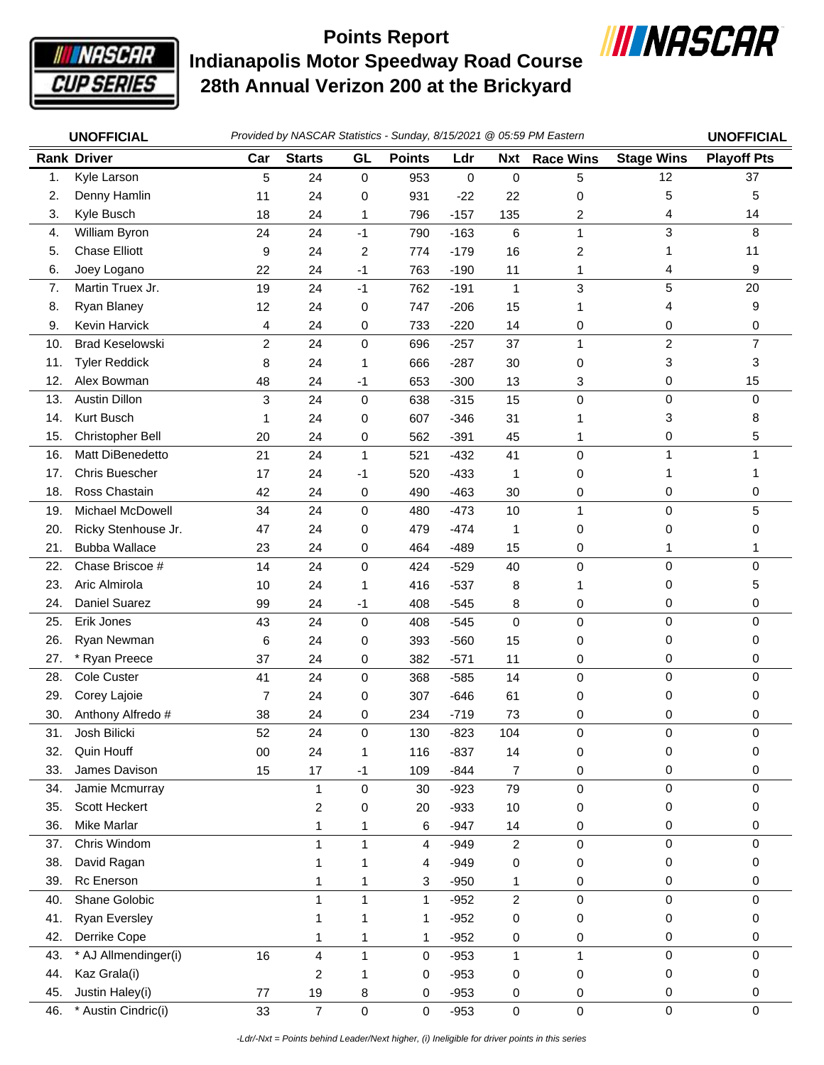# Points Report
## Indianapolis Motor Speedway Road Course
## 28th Annual Verizon 200 at the Brickyard

**UNOFFICIAL** *Provided by NASCAR Statistics - Sunday, 8/15/2021 @ 05:59 PM Eastern* **UNOFFICIAL**

| Rank | Driver | Car | Starts | GL | Points | Ldr | Nxt | Race Wins | Stage Wins | Playoff Pts |
|---|---|---|---|---|---|---|---|---|---|---|
| 1. | Kyle Larson | 5 | 24 | 0 | 953 | 0 | 0 | 5 | 12 | 37 |
| 2. | Denny Hamlin | 11 | 24 | 0 | 931 | -22 | 22 | 0 | 5 | 5 |
| 3. | Kyle Busch | 18 | 24 | 1 | 796 | -157 | 135 | 2 | 4 | 14 |
| 4. | William Byron | 24 | 24 | -1 | 790 | -163 | 6 | 1 | 3 | 8 |
| 5. | Chase Elliott | 9 | 24 | 2 | 774 | -179 | 16 | 2 | 1 | 11 |
| 6. | Joey Logano | 22 | 24 | -1 | 763 | -190 | 11 | 1 | 4 | 9 |
| 7. | Martin Truex Jr. | 19 | 24 | -1 | 762 | -191 | 1 | 3 | 5 | 20 |
| 8. | Ryan Blaney | 12 | 24 | 0 | 747 | -206 | 15 | 1 | 4 | 9 |
| 9. | Kevin Harvick | 4 | 24 | 0 | 733 | -220 | 14 | 0 | 0 | 0 |
| 10. | Brad Keselowski | 2 | 24 | 0 | 696 | -257 | 37 | 1 | 2 | 7 |
| 11. | Tyler Reddick | 8 | 24 | 1 | 666 | -287 | 30 | 0 | 3 | 3 |
| 12. | Alex Bowman | 48 | 24 | -1 | 653 | -300 | 13 | 3 | 0 | 15 |
| 13. | Austin Dillon | 3 | 24 | 0 | 638 | -315 | 15 | 0 | 0 | 0 |
| 14. | Kurt Busch | 1 | 24 | 0 | 607 | -346 | 31 | 1 | 3 | 8 |
| 15. | Christopher Bell | 20 | 24 | 0 | 562 | -391 | 45 | 1 | 0 | 5 |
| 16. | Matt DiBenedetto | 21 | 24 | 1 | 521 | -432 | 41 | 0 | 1 | 1 |
| 17. | Chris Buescher | 17 | 24 | -1 | 520 | -433 | 1 | 0 | 1 | 1 |
| 18. | Ross Chastain | 42 | 24 | 0 | 490 | -463 | 30 | 0 | 0 | 0 |
| 19. | Michael McDowell | 34 | 24 | 0 | 480 | -473 | 10 | 1 | 0 | 5 |
| 20. | Ricky Stenhouse Jr. | 47 | 24 | 0 | 479 | -474 | 1 | 0 | 0 | 0 |
| 21. | Bubba Wallace | 23 | 24 | 0 | 464 | -489 | 15 | 0 | 1 | 1 |
| 22. | Chase Briscoe # | 14 | 24 | 0 | 424 | -529 | 40 | 0 | 0 | 0 |
| 23. | Aric Almirola | 10 | 24 | 1 | 416 | -537 | 8 | 1 | 0 | 5 |
| 24. | Daniel Suarez | 99 | 24 | -1 | 408 | -545 | 8 | 0 | 0 | 0 |
| 25. | Erik Jones | 43 | 24 | 0 | 408 | -545 | 0 | 0 | 0 | 0 |
| 26. | Ryan Newman | 6 | 24 | 0 | 393 | -560 | 15 | 0 | 0 | 0 |
| 27. | * Ryan Preece | 37 | 24 | 0 | 382 | -571 | 11 | 0 | 0 | 0 |
| 28. | Cole Custer | 41 | 24 | 0 | 368 | -585 | 14 | 0 | 0 | 0 |
| 29. | Corey Lajoie | 7 | 24 | 0 | 307 | -646 | 61 | 0 | 0 | 0 |
| 30. | Anthony Alfredo # | 38 | 24 | 0 | 234 | -719 | 73 | 0 | 0 | 0 |
| 31. | Josh Bilicki | 52 | 24 | 0 | 130 | -823 | 104 | 0 | 0 | 0 |
| 32. | Quin Houff | 00 | 24 | 1 | 116 | -837 | 14 | 0 | 0 | 0 |
| 33. | James Davison | 15 | 17 | -1 | 109 | -844 | 7 | 0 | 0 | 0 |
| 34. | Jamie Mcmurray | | 1 | 0 | 30 | -923 | 79 | 0 | 0 | 0 |
| 35. | Scott Heckert | | 2 | 0 | 20 | -933 | 10 | 0 | 0 | 0 |
| 36. | Mike Marlar | | 1 | 1 | 6 | -947 | 14 | 0 | 0 | 0 |
| 37. | Chris Windom | | 1 | 1 | 4 | -949 | 2 | 0 | 0 | 0 |
| 38. | David Ragan | | 1 | 1 | 4 | -949 | 0 | 0 | 0 | 0 |
| 39. | Rc Enerson | | 1 | 1 | 3 | -950 | 1 | 0 | 0 | 0 |
| 40. | Shane Golobic | | 1 | 1 | 1 | -952 | 2 | 0 | 0 | 0 |
| 41. | Ryan Eversley | | 1 | 1 | 1 | -952 | 0 | 0 | 0 | 0 |
| 42. | Derrike Cope | | 1 | 1 | 1 | -952 | 0 | 0 | 0 | 0 |
| 43. | * AJ Allmendinger(i) | 16 | 4 | 1 | 0 | -953 | 1 | 1 | 0 | 0 |
| 44. | Kaz Grala(i) | | 2 | 1 | 0 | -953 | 0 | 0 | 0 | 0 |
| 45. | Justin Haley(i) | 77 | 19 | 8 | 0 | -953 | 0 | 0 | 0 | 0 |
| 46. | * Austin Cindric(i) | 33 | 7 | 0 | 0 | -953 | 0 | 0 | 0 | 0 |

*-Ldr/-Nxt = Points behind Leader/Next higher, (i) Ineligible for driver points in this series*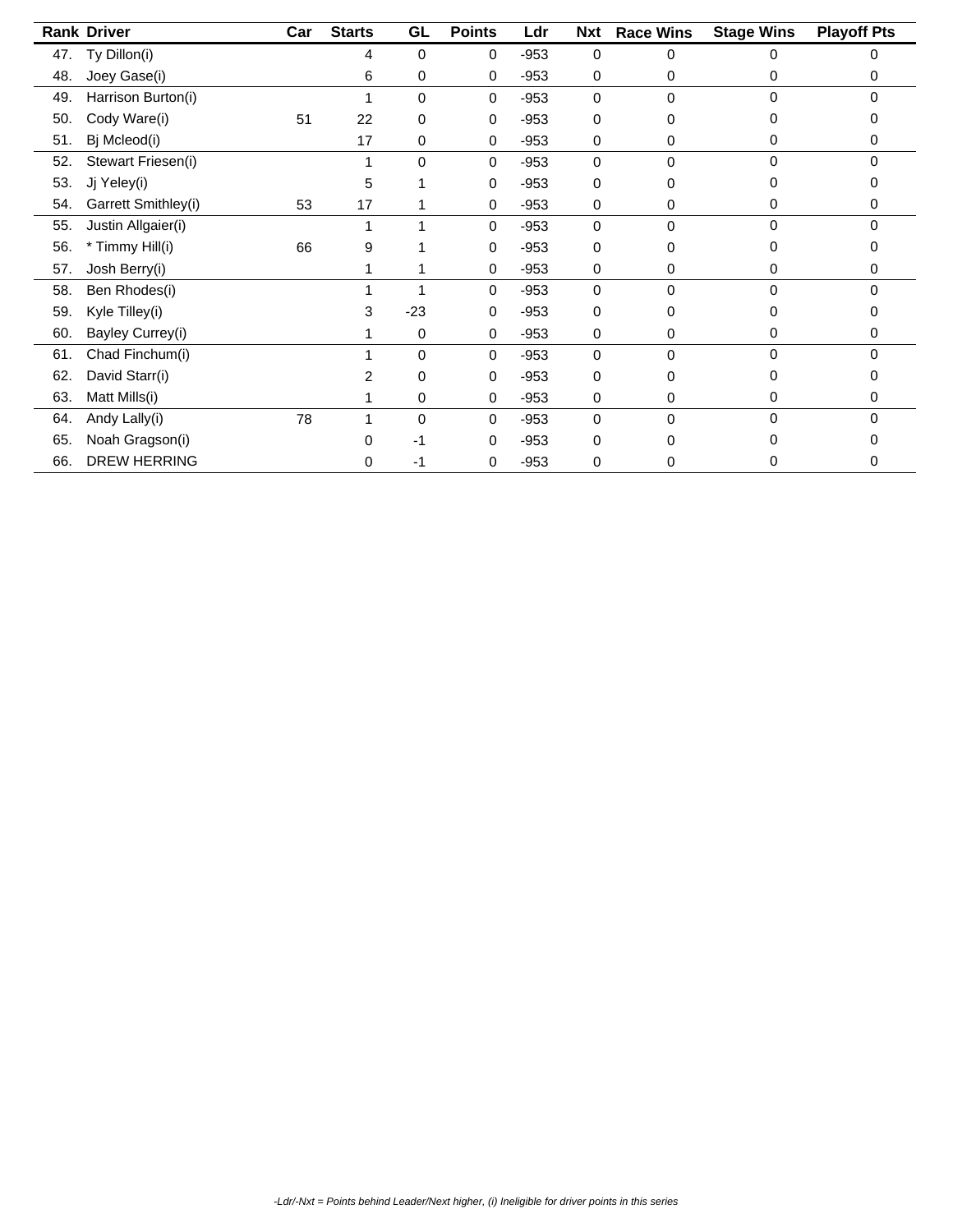| Rank | Driver | Car | Starts | GL | Points | Ldr | Nxt | Race Wins | Stage Wins | Playoff Pts |
|---|---|---|---|---|---|---|---|---|---|---|
| 47. | Ty Dillon(i) | | 4 | 0 | 0 | -953 | 0 | 0 | 0 | 0 |
| 48. | Joey Gase(i) | | 6 | 0 | 0 | -953 | 0 | 0 | 0 | 0 |
| 49. | Harrison Burton(i) | | 1 | 0 | 0 | -953 | 0 | 0 | 0 | 0 |
| 50. | Cody Ware(i) | 51 | 22 | 0 | 0 | -953 | 0 | 0 | 0 | 0 |
| 51. | Bj Mcleod(i) | | 17 | 0 | 0 | -953 | 0 | 0 | 0 | 0 |
| 52. | Stewart Friesen(i) | | 1 | 0 | 0 | -953 | 0 | 0 | 0 | 0 |
| 53. | Jj Yeley(i) | | 5 | 1 | 0 | -953 | 0 | 0 | 0 | 0 |
| 54. | Garrett Smithley(i) | 53 | 17 | 1 | 0 | -953 | 0 | 0 | 0 | 0 |
| 55. | Justin Allgaier(i) | | 1 | 1 | 0 | -953 | 0 | 0 | 0 | 0 |
| 56. | * Timmy Hill(i) | 66 | 9 | 1 | 0 | -953 | 0 | 0 | 0 | 0 |
| 57. | Josh Berry(i) | | 1 | 1 | 0 | -953 | 0 | 0 | 0 | 0 |
| 58. | Ben Rhodes(i) | | 1 | 1 | 0 | -953 | 0 | 0 | 0 | 0 |
| 59. | Kyle Tilley(i) | | 3 | -23 | 0 | -953 | 0 | 0 | 0 | 0 |
| 60. | Bayley Currey(i) | | 1 | 0 | 0 | -953 | 0 | 0 | 0 | 0 |
| 61. | Chad Finchum(i) | | 1 | 0 | 0 | -953 | 0 | 0 | 0 | 0 |
| 62. | David Starr(i) | | 2 | 0 | 0 | -953 | 0 | 0 | 0 | 0 |
| 63. | Matt Mills(i) | | 1 | 0 | 0 | -953 | 0 | 0 | 0 | 0 |
| 64. | Andy Lally(i) | 78 | 1 | 0 | 0 | -953 | 0 | 0 | 0 | 0 |
| 65. | Noah Gragson(i) | | 0 | -1 | 0 | -953 | 0 | 0 | 0 | 0 |
| 66. | DREW HERRING | | 0 | -1 | 0 | -953 | 0 | 0 | 0 | 0 |

*-Ldr/-Nxt = Points behind Leader/Next higher, (i) Ineligible for driver points in this series*